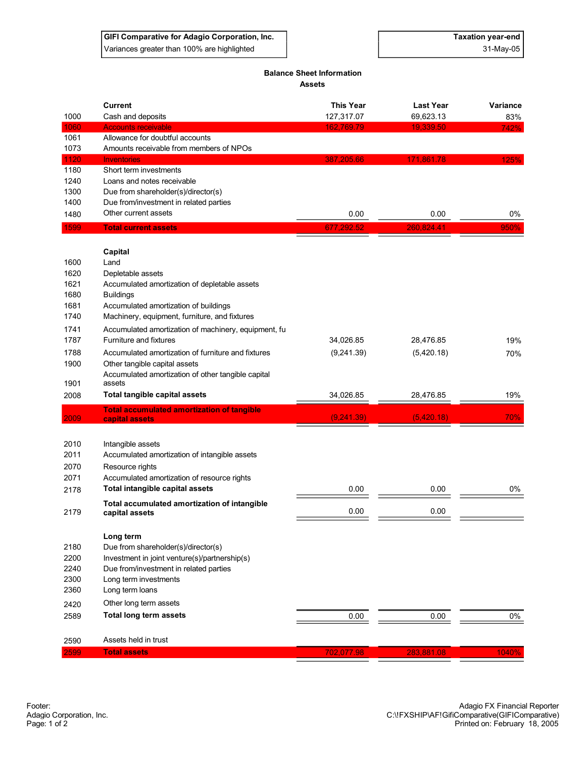| GIFI Comparative for Adagio Corporation, Inc. | Taxation year-end |
|---|---|
| Variances greater than 100% are highlighted | 31-May-05 |

## Balance Sheet Information
### Assets

| | | This Year | Last Year | Variance |
|---|---|---|---|---|
| | **Current** | | | |
| 1000 | Cash and deposits | 127,317.07 | 69,623.13 | 83% |
| 1060 | Accounts receivable | 162,769.79 | 19,339.50 | 742% |
| 1061 | Allowance for doubtful accounts | | | |
| 1073 | Amounts receivable from members of NPOs | | | |
| 1120 | Inventories | 387,205.66 | 171,861.78 | 125% |
| 1180 | Short term investments | | | |
| 1240 | Loans and notes receivable | | | |
| 1300 | Due from shareholder(s)/director(s) | | | |
| 1400 | Due from/investment in related parties | | | |
| 1480 | Other current assets | 0.00 | 0.00 | 0% |
| 1599 | **Total current assets** | 677,292.52 | 260,824.41 | 950% |
| | **Capital** | | | |
| 1600 | Land | | | |
| 1620 | Depletable assets | | | |
| 1621 | Accumulated amortization of depletable assets | | | |
| 1680 | Buildings | | | |
| 1681 | Accumulated amortization of buildings | | | |
| 1740 | Machinery, equipment, furniture, and fixtures | | | |
| 1741 | Accumulated amortization of machinery, equipment, fu | | | |
| 1787 | Furniture and fixtures | 34,026.85 | 28,476.85 | 19% |
| 1788 | Accumulated amortization of furniture and fixtures | (9,241.39) | (5,420.18) | 70% |
| 1900 | Other tangible capital assets | | | |
| 1901 | Accumulated amortization of other tangible capital assets | | | |
| 2008 | **Total tangible capital assets** | 34,026.85 | 28,476.85 | 19% |
| 2009 | **Total accumulated amortization of tangible capital assets** | (9,241.39) | (5,420.18) | 70% |
| 2010 | Intangible assets | | | |
| 2011 | Accumulated amortization of intangible assets | | | |
| 2070 | Resource rights | | | |
| 2071 | Accumulated amortization of resource rights | | | |
| 2178 | **Total intangible capital assets** | 0.00 | 0.00 | 0% |
| 2179 | **Total accumulated amortization of intangible capital assets** | 0.00 | 0.00 | |
| | **Long term** | | | |
| 2180 | Due from shareholder(s)/director(s) | | | |
| 2200 | Investment in joint venture(s)/partnership(s) | | | |
| 2240 | Due from/investment in related parties | | | |
| 2300 | Long term investments | | | |
| 2360 | Long term loans | | | |
| 2420 | Other long term assets | | | |
| 2589 | **Total long term assets** | 0.00 | 0.00 | 0% |
| 2590 | Assets held in trust | | | |
| 2599 | **Total assets** | 702,077.98 | 283,881.08 | 1040% |

Footer:
Adagio Corporation, Inc.

Adagio FX Financial Reporter
C:\!FXSHIP\AF!GifiComparative(GIFIComparative)
Printed on: February 18, 2005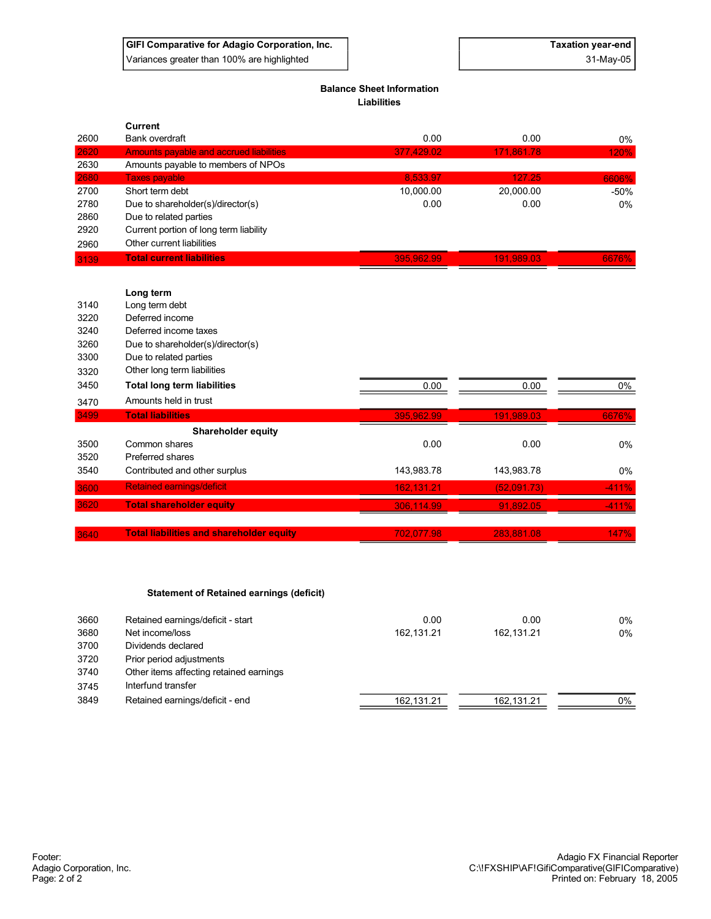| GIFI Comparative for Adagio Corporation, Inc. | Taxation year-end |
| --- | --- |
| Variances greater than 100% are highlighted | 31-May-05 |

## Balance Sheet Information
### Liabilities

| | | | | |
| --- | --- | --- | --- | --- |
| | **Current** | | | |
| 2600 | Bank overdraft | 0.00 | 0.00 | 0% |
| 2620 | Amounts payable and accrued liabilities | 377,429.02 | 171,861.78 | 120% |
| 2630 | Amounts payable to members of NPOs | | | |
| 2680 | Taxes payable | 8,533.97 | 127.25 | 6606% |
| 2700 | Short term debt | 10,000.00 | 20,000.00 | -50% |
| 2780 | Due to shareholder(s)/director(s) | 0.00 | 0.00 | 0% |
| 2860 | Due to related parties | | | |
| 2920 | Current portion of long term liability | | | |
| 2960 | Other current liabilities | | | |
| 3139 | **Total current liabilities** | 395,962.99 | 191,989.03 | 6676% |
| | **Long term** | | | |
| 3140 | Long term debt | | | |
| 3220 | Deferred income | | | |
| 3240 | Deferred income taxes | | | |
| 3260 | Due to shareholder(s)/director(s) | | | |
| 3300 | Due to related parties | | | |
| 3320 | Other long term liabilities | | | |
| 3450 | **Total long term liabilities** | 0.00 | 0.00 | 0% |
| 3470 | Amounts held in trust | | | |
| 3499 | **Total liabilities** | 395,962.99 | 191,989.03 | 6676% |
| | **Shareholder equity** | | | |
| 3500 | Common shares | 0.00 | 0.00 | 0% |
| 3520 | Preferred shares | | | |
| 3540 | Contributed and other surplus | 143,983.78 | 143,983.78 | 0% |
| 3600 | Retained earnings/deficit | 162,131.21 | (52,091.73) | -411% |
| 3620 | **Total shareholder equity** | 306,114.99 | 91,892.05 | -411% |
| 3640 | **Total liabilities and shareholder equity** | 702,077.98 | 283,881.08 | 147% |

### Statement of Retained earnings (deficit)

| | | | | |
| --- | --- | --- | --- | --- |
| 3660 | Retained earnings/deficit - start | 0.00 | 0.00 | 0% |
| 3680 | Net income/loss | 162,131.21 | 162,131.21 | 0% |
| 3700 | Dividends declared | | | |
| 3720 | Prior period adjustments | | | |
| 3740 | Other items affecting retained earnings | | | |
| 3745 | Interfund transfer | | | |
| 3849 | Retained earnings/deficit - end | 162,131.21 | 162,131.21 | 0% |